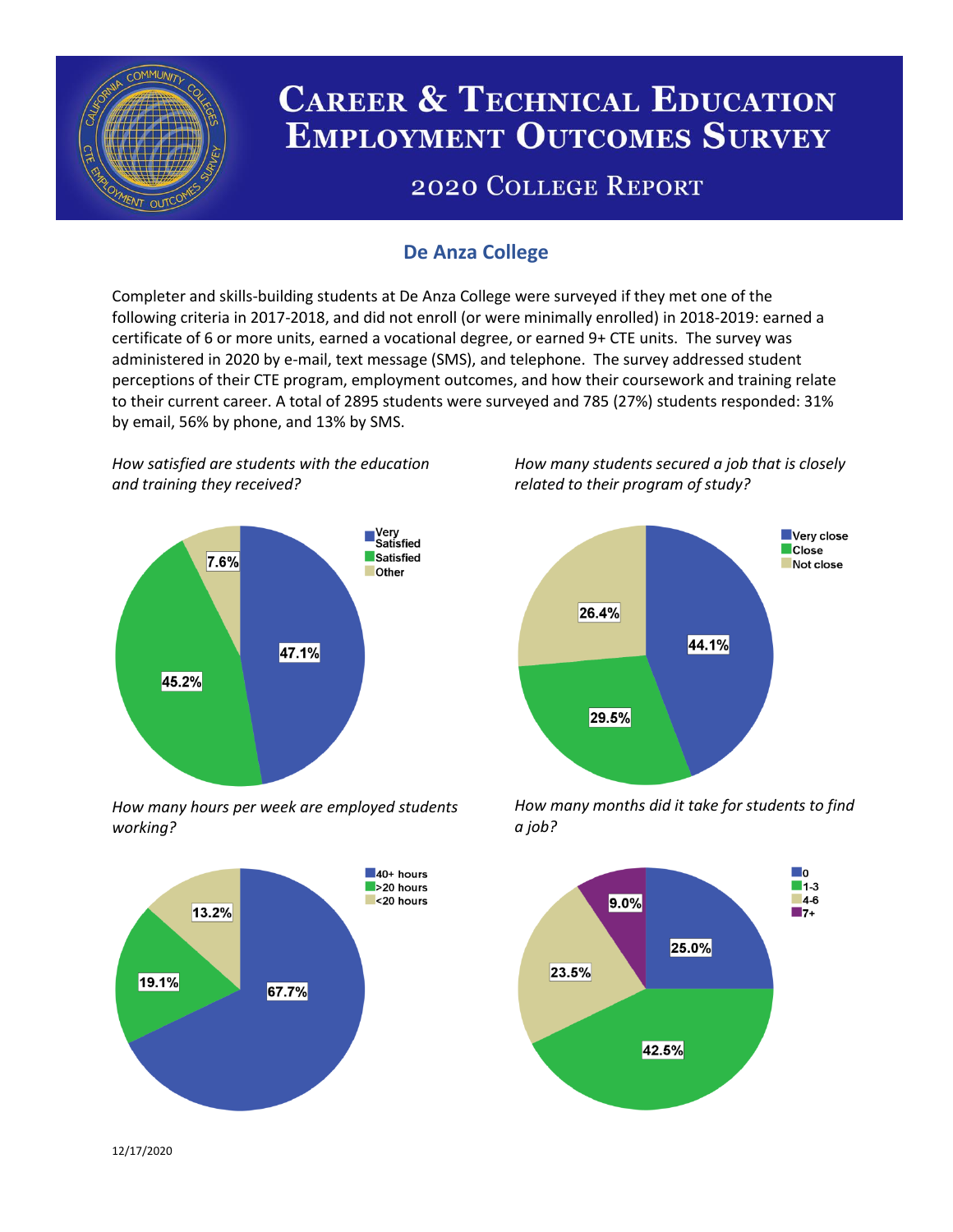# Career & Technical Education Employment Outcomes Survey

## 2020 College Report

### De Anza College

Completer and skills-building students at De Anza College were surveyed if they met one of the following criteria in 2017-2018, and did not enroll (or were minimally enrolled) in 2018-2019: earned a certificate of 6 or more units, earned a vocational degree, or earned 9+ CTE units. The survey was administered in 2020 by e-mail, text message (SMS), and telephone. The survey addressed student perceptions of their CTE program, employment outcomes, and how their coursework and training relate to their current career. A total of 2895 students were surveyed and 785 (27%) students responded: 31% by email, 56% by phone, and 13% by SMS.

*How satisfied are students with the education and training they received?*

| Response | Percent |
| --- | --- |
| Very Satisfied | 47.1% |
| Satisfied | 45.2% |
| Other | 7.6% |

*How many students secured a job that is closely related to their program of study?*

| Response | Percent |
| --- | --- |
| Very close | 44.1% |
| Close | 29.5% |
| Not close | 26.4% |

*How many hours per week are employed students working?*

| Response | Percent |
| --- | --- |
| 40+ hours | 67.7% |
| >20 hours | 19.1% |
| <20 hours | 13.2% |

*How many months did it take for students to find a job?*

| Months | Percent |
| --- | --- |
| 0 | 25.0% |
| 1-3 | 42.5% |
| 4-6 | 23.5% |
| 7+ | 9.0% |

12/17/2020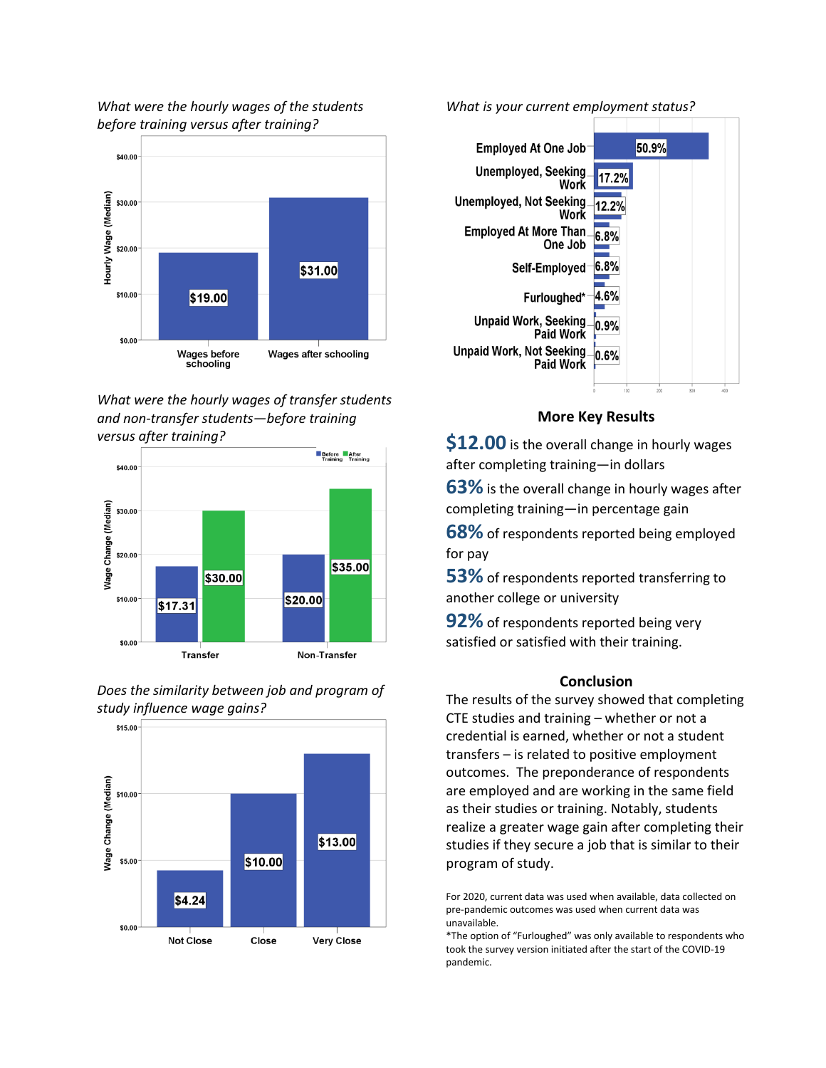*What were the hourly wages of the students before training versus after training?*

Hourly Wage (Median)

$40.00
$30.00
$20.00
$10.00
$0.00

$19.00
$31.00

Wages before schooling
Wages after schooling

*What were the hourly wages of transfer students and non-transfer students—before training versus after training?*

Before Training
After Training

Wage Change (Median)

$40.00
$30.00
$20.00
$10.00
$0.00

$17.31
$30.00
$20.00
$35.00

Transfer
Non-Transfer

*Does the similarity between job and program of study influence wage gains?*

Wage Change (Median)

$15.00
$10.00
$5.00
$0.00

$4.24
$10.00
$13.00

Not Close
Close
Very Close

*What is your current employment status?*

Employed At One Job 50.9%
Unemployed, Seeking Work 17.2%
Unemployed, Not Seeking Work 12.2%
Employed At More Than One Job 6.8%
Self-Employed 6.8%
Furloughed* 4.6%
Unpaid Work, Seeking Paid Work 0.9%
Unpaid Work, Not Seeking Paid Work 0.6%

0
100
200
300
400

## More Key Results

**$12.00** is the overall change in hourly wages after completing training—in dollars

**63%** is the overall change in hourly wages after completing training—in percentage gain

**68%** of respondents reported being employed for pay

**53%** of respondents reported transferring to another college or university

**92%** of respondents reported being very satisfied or satisfied with their training.

## Conclusion

The results of the survey showed that completing CTE studies and training – whether or not a credential is earned, whether or not a student transfers – is related to positive employment outcomes. The preponderance of respondents are employed and are working in the same field as their studies or training. Notably, students realize a greater wage gain after completing their studies if they secure a job that is similar to their program of study.

For 2020, current data was used when available, data collected on pre-pandemic outcomes was used when current data was unavailable.
*The option of "Furloughed" was only available to respondents who took the survey version initiated after the start of the COVID-19 pandemic.